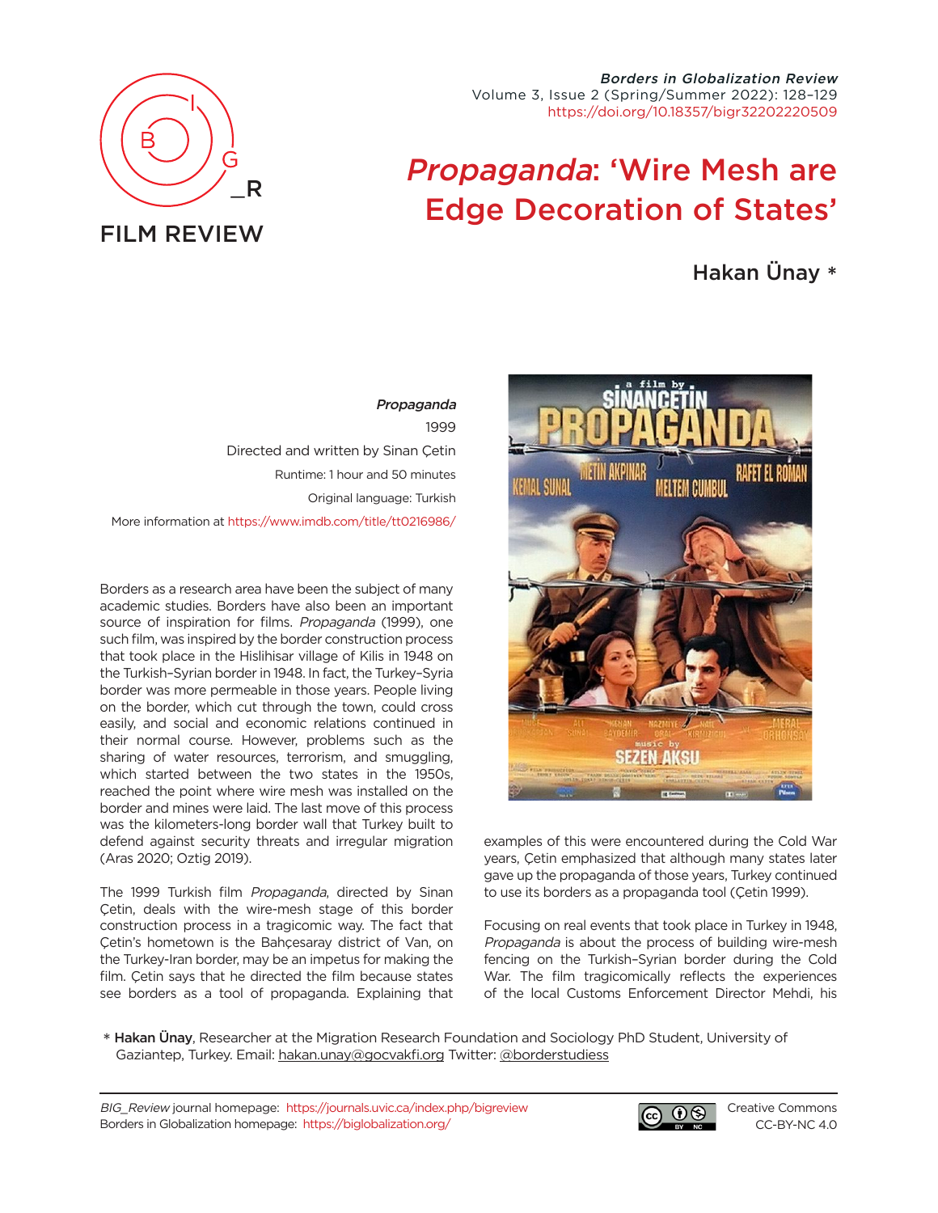FILM REVIEW

# *Propaganda*: 'Wire Mesh are Edge Decoration of States'

## Hakan Ünay *

*Propaganda*
1999
Directed and written by Sinan Çetin
Runtime: 1 hour and 50 minutes
Original language: Turkish
More information at https://www.imdb.com/title/tt0216986/

Borders as a research area have been the subject of many academic studies. Borders have also been an important source of inspiration for films. *Propaganda* (1999), one such film, was inspired by the border construction process that took place in the Hislihisar village of Kilis in 1948 on the Turkish–Syrian border in 1948. In fact, the Turkey–Syria border was more permeable in those years. People living on the border, which cut through the town, could cross easily, and social and economic relations continued in their normal course. However, problems such as the sharing of water resources, terrorism, and smuggling, which started between the two states in the 1950s, reached the point where wire mesh was installed on the border and mines were laid. The last move of this process was the kilometers-long border wall that Turkey built to defend against security threats and irregular migration (Aras 2020; Oztig 2019).

The 1999 Turkish film *Propaganda*, directed by Sinan Çetin, deals with the wire-mesh stage of this border construction process in a tragicomic way. The fact that Çetin's hometown is the Bahçesaray district of Van, on the Turkey-Iran border, may be an impetus for making the film. Çetin says that he directed the film because states see borders as a tool of propaganda. Explaining that examples of this were encountered during the Cold War years, Çetin emphasized that although many states later gave up the propaganda of those years, Turkey continued to use its borders as a propaganda tool (Çetin 1999).

Focusing on real events that took place in Turkey in 1948, *Propaganda* is about the process of building wire-mesh fencing on the Turkish–Syrian border during the Cold War. The film tragicomically reflects the experiences of the local Customs Enforcement Director Mehdi, his

* **Hakan Ünay**, Researcher at the Migration Research Foundation and Sociology PhD Student, University of Gaziantep, Turkey. Email: hakan.unay@gocvakfi.org Twitter: @borderstudiess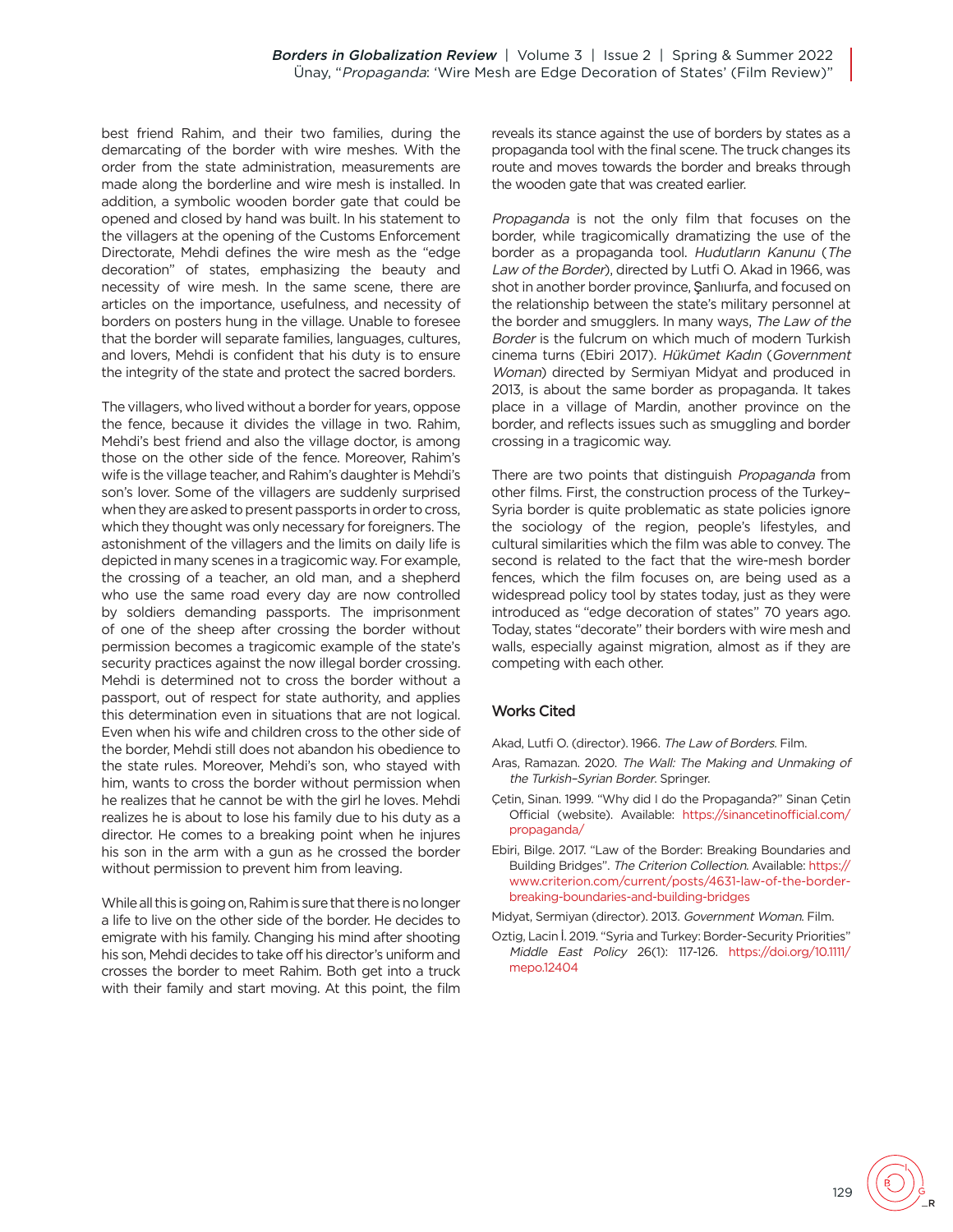best friend Rahim, and their two families, during the demarcating of the border with wire meshes. With the order from the state administration, measurements are made along the borderline and wire mesh is installed. In addition, a symbolic wooden border gate that could be opened and closed by hand was built. In his statement to the villagers at the opening of the Customs Enforcement Directorate, Mehdi defines the wire mesh as the "edge decoration" of states, emphasizing the beauty and necessity of wire mesh. In the same scene, there are articles on the importance, usefulness, and necessity of borders on posters hung in the village. Unable to foresee that the border will separate families, languages, cultures, and lovers, Mehdi is confident that his duty is to ensure the integrity of the state and protect the sacred borders.

The villagers, who lived without a border for years, oppose the fence, because it divides the village in two. Rahim, Mehdi's best friend and also the village doctor, is among those on the other side of the fence. Moreover, Rahim's wife is the village teacher, and Rahim's daughter is Mehdi's son's lover. Some of the villagers are suddenly surprised when they are asked to present passports in order to cross, which they thought was only necessary for foreigners. The astonishment of the villagers and the limits on daily life is depicted in many scenes in a tragicomic way. For example, the crossing of a teacher, an old man, and a shepherd who use the same road every day are now controlled by soldiers demanding passports. The imprisonment of one of the sheep after crossing the border without permission becomes a tragicomic example of the state's security practices against the now illegal border crossing. Mehdi is determined not to cross the border without a passport, out of respect for state authority, and applies this determination even in situations that are not logical. Even when his wife and children cross to the other side of the border, Mehdi still does not abandon his obedience to the state rules. Moreover, Mehdi's son, who stayed with him, wants to cross the border without permission when he realizes that he cannot be with the girl he loves. Mehdi realizes he is about to lose his family due to his duty as a director. He comes to a breaking point when he injures his son in the arm with a gun as he crossed the border without permission to prevent him from leaving.

While all this is going on, Rahim is sure that there is no longer a life to live on the other side of the border. He decides to emigrate with his family. Changing his mind after shooting his son, Mehdi decides to take off his director's uniform and crosses the border to meet Rahim. Both get into a truck with their family and start moving. At this point, the film reveals its stance against the use of borders by states as a propaganda tool with the final scene. The truck changes its route and moves towards the border and breaks through the wooden gate that was created earlier.

*Propaganda* is not the only film that focuses on the border, while tragicomically dramatizing the use of the border as a propaganda tool. *Hudutların Kanunu* (*The Law of the Border*), directed by Lutfi O. Akad in 1966, was shot in another border province, Şanlıurfa, and focused on the relationship between the state's military personnel at the border and smugglers. In many ways, *The Law of the Border* is the fulcrum on which much of modern Turkish cinema turns (Ebiri 2017). *Hükümet Kadın* (*Government Woman*) directed by Sermiyan Midyat and produced in 2013, is about the same border as propaganda. It takes place in a village of Mardin, another province on the border, and reflects issues such as smuggling and border crossing in a tragicomic way.

There are two points that distinguish *Propaganda* from other films. First, the construction process of the Turkey–Syria border is quite problematic as state policies ignore the sociology of the region, people's lifestyles, and cultural similarities which the film was able to convey. The second is related to the fact that the wire-mesh border fences, which the film focuses on, are being used as a widespread policy tool by states today, just as they were introduced as "edge decoration of states" 70 years ago. Today, states "decorate" their borders with wire mesh and walls, especially against migration, almost as if they are competing with each other.

## Works Cited

Akad, Lutfi O. (director). 1966. *The Law of Borders*. Film.

Aras, Ramazan. 2020. *The Wall: The Making and Unmaking of the Turkish–Syrian Border*. Springer.

Çetin, Sinan. 1999. "Why did I do the Propaganda?" Sinan Çetin Official (website). Available: https://sinancetinofficial.com/propaganda/

Ebiri, Bilge. 2017. "Law of the Border: Breaking Boundaries and Building Bridges". *The Criterion Collection*. Available: https://www.criterion.com/current/posts/4631-law-of-the-border-breaking-boundaries-and-building-bridges

Midyat, Sermiyan (director). 2013. *Government Woman*. Film.

Oztig, Lacin İ. 2019. "Syria and Turkey: Border-Security Priorities" *Middle East Policy* 26(1): 117-126. https://doi.org/10.1111/mepo.12404